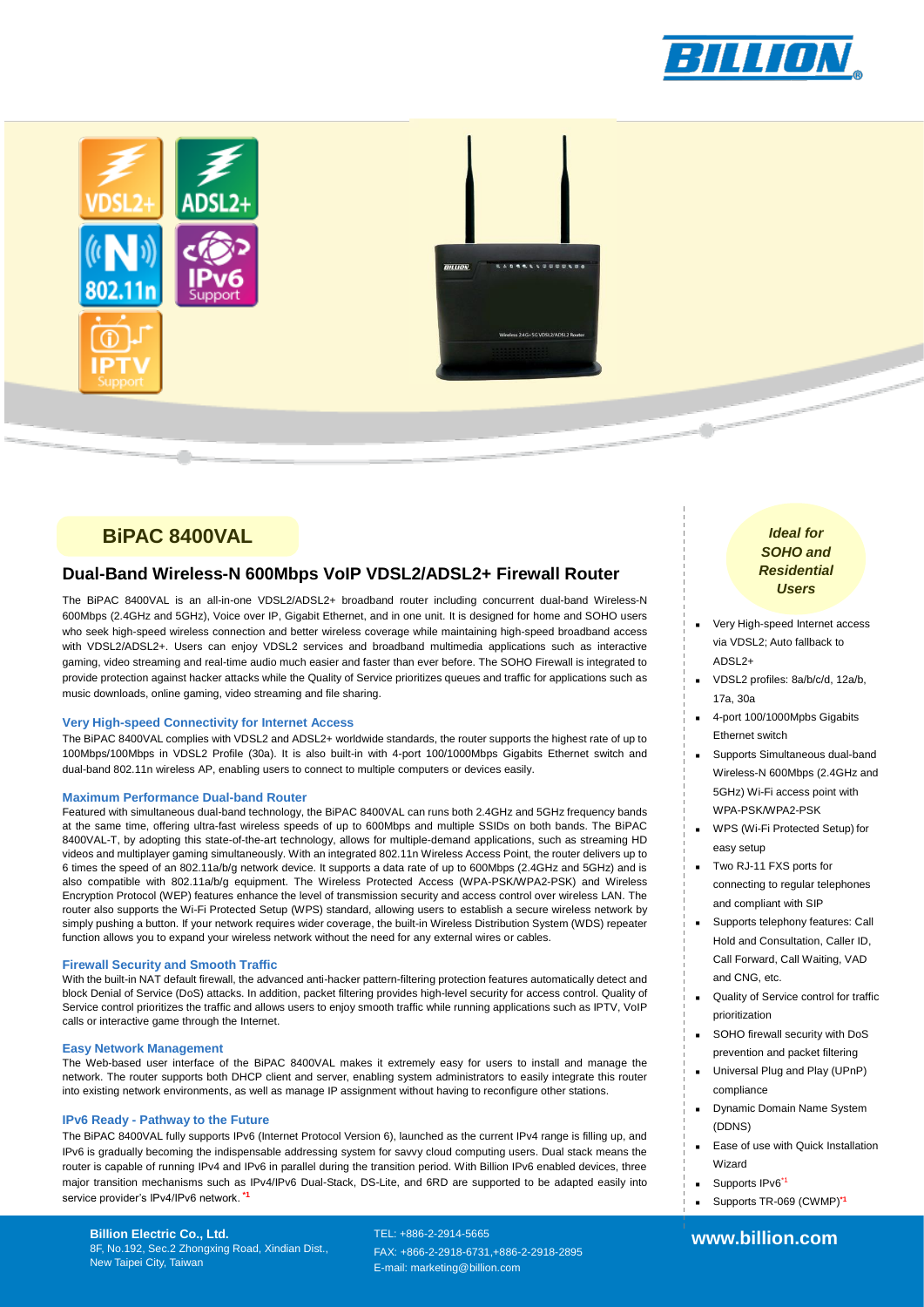# BiPAC 8400VAL

## Dual-Band Wireless-N 600Mbps VoIP VDSL2/ADSL2+ Firewall Router

The BiPAC 8400VAL is an all-in-one VDSL2/ADSL2+ broadband router including concurrent dual-band Wireless-N 600Mbps (2.4GHz and 5GHz), Voice over IP, Gigabit Ethernet, and in one unit. It is designed for home and SOHO users who seek high-speed wireless connection and better wireless coverage while maintaining high-speed broadband access with VDSL2/ADSL2+. Users can enjoy VDSL2 services and broadband multimedia applications such as interactive gaming, video streaming and real-time audio much easier and faster than ever before. The SOHO Firewall is integrated to provide protection against hacker attacks while the Quality of Service prioritizes queues and traffic for applications such as music downloads, online gaming, video streaming and file sharing.

### Very High-speed Connectivity for Internet Access

The BiPAC 8400VAL complies with VDSL2 and ADSL2+ worldwide standards, the router supports the highest rate of up to 100Mbps/100Mbps in VDSL2 Profile (30a). It is also built-in with 4-port 100/1000Mbps Gigabits Ethernet switch and dual-band 802.11n wireless AP, enabling users to connect to multiple computers or devices easily.

### Maximum Performance Dual-band Router

Featured with simultaneous dual-band technology, the BiPAC 8400VAL can runs both 2.4GHz and 5GHz frequency bands at the same time, offering ultra-fast wireless speeds of up to 600Mbps and multiple SSIDs on both bands. The BiPAC 8400VAL-T, by adopting this state-of-the-art technology, allows for multiple-demand applications, such as streaming HD videos and multiplayer gaming simultaneously. With an integrated 802.11n Wireless Access Point, the router delivers up to 6 times the speed of an 802.11a/b/g network device. It supports a data rate of up to 600Mbps (2.4GHz and 5GHz) and is also compatible with 802.11a/b/g equipment. The Wireless Protected Access (WPA-PSK/WPA2-PSK) and Wireless Encryption Protocol (WEP) features enhance the level of transmission security and access control over wireless LAN. The router also supports the Wi-Fi Protected Setup (WPS) standard, allowing users to establish a secure wireless network by simply pushing a button. If your network requires wider coverage, the built-in Wireless Distribution System (WDS) repeater function allows you to expand your wireless network without the need for any external wires or cables.

### Firewall Security and Smooth Traffic

With the built-in NAT default firewall, the advanced anti-hacker pattern-filtering protection features automatically detect and block Denial of Service (DoS) attacks. In addition, packet filtering provides high-level security for access control. Quality of Service control prioritizes the traffic and allows users to enjoy smooth traffic while running applications such as IPTV, VoIP calls or interactive game through the Internet.

### Easy Network Management

The Web-based user interface of the BiPAC 8400VAL makes it extremely easy for users to install and manage the network. The router supports both DHCP client and server, enabling system administrators to easily integrate this router into existing network environments, as well as manage IP assignment without having to reconfigure other stations.

### IPv6 Ready - Pathway to the Future

The BiPAC 8400VAL fully supports IPv6 (Internet Protocol Version 6), launched as the current IPv4 range is filling up, and IPv6 is gradually becoming the indispensable addressing system for savvy cloud computing users. Dual stack means the router is capable of running IPv4 and IPv6 in parallel during the transition period. With Billion IPv6 enabled devices, three major transition mechanisms such as IPv4/IPv6 Dual-Stack, DS-Lite, and 6RD are supported to be adapted easily into service provider's IPv4/IPv6 network. *1

***Ideal for SOHO and Residential Users***

- Very High-speed Internet access via VDSL2; Auto fallback to ADSL2+
- VDSL2 profiles: 8a/b/c/d, 12a/b, 17a, 30a
- 4-port 100/1000Mpbs Gigabits Ethernet switch
- Supports Simultaneous dual-band Wireless-N 600Mbps (2.4GHz and 5GHz) Wi-Fi access point with WPA-PSK/WPA2-PSK
- WPS (Wi-Fi Protected Setup) for easy setup
- Two RJ-11 FXS ports for connecting to regular telephones and compliant with SIP
- Supports telephony features: Call Hold and Consultation, Caller ID, Call Forward, Call Waiting, VAD and CNG, etc.
- Quality of Service control for traffic prioritization
- SOHO firewall security with DoS prevention and packet filtering
- Universal Plug and Play (UPnP) compliance
- Dynamic Domain Name System (DDNS)
- Ease of use with Quick Installation Wizard
- Supports IPv6*1
- Supports TR-069 (CWMP)*1

**Billion Electric Co., Ltd.**
8F, No.192, Sec.2 Zhongxing Road, Xindian Dist., New Taipei City, Taiwan

TEL: +886-2-2914-5665
FAX: +886-2-2918-6731,+886-2-2918-2895
E-mail: marketing@billion.com

**www.billion.com**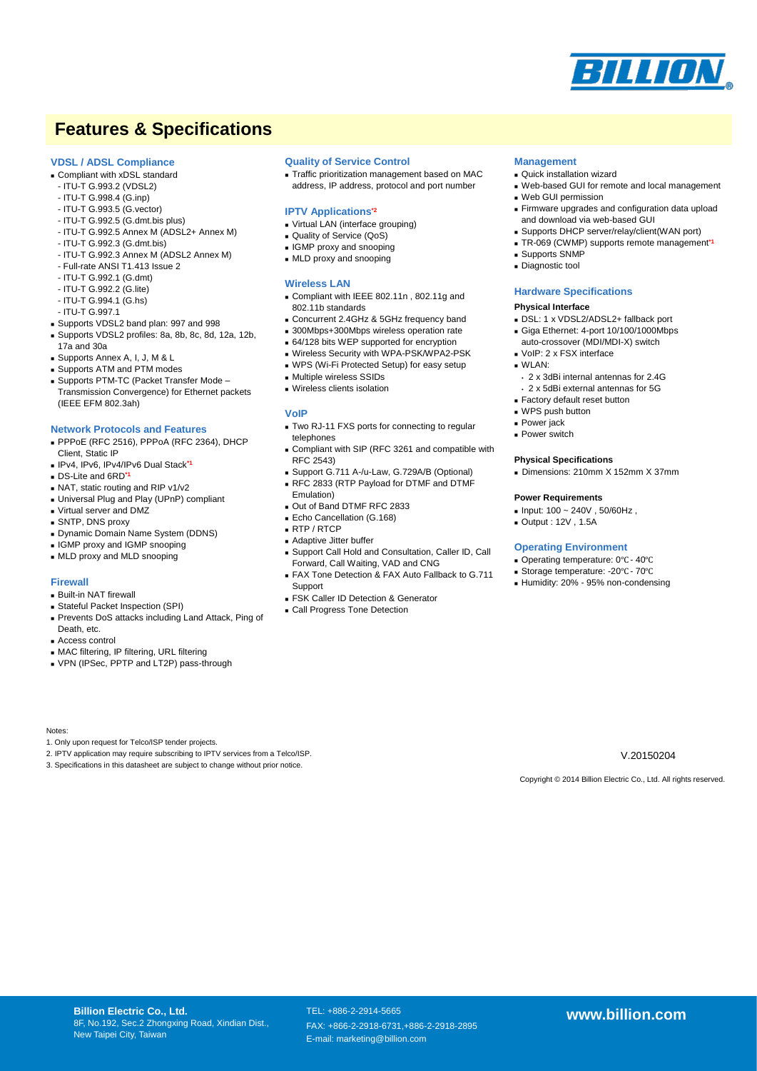# Features & Specifications

### VDSL / ADSL Compliance

- Compliant with xDSL standard
  - ITU-T G.993.2 (VDSL2)
  - ITU-T G.998.4 (G.inp)
  - ITU-T G.993.5 (G.vector)
  - ITU-T G.992.5 (G.dmt.bis plus)
  - ITU-T G.992.5 Annex M (ADSL2+ Annex M)
  - ITU-T G.992.3 (G.dmt.bis)
  - ITU-T G.992.3 Annex M (ADSL2 Annex M)
  - Full-rate ANSI T1.413 Issue 2
  - ITU-T G.992.1 (G.dmt)
  - ITU-T G.992.2 (G.lite)
  - ITU-T G.994.1 (G.hs)
  - ITU-T G.997.1
- Supports VDSL2 band plan: 997 and 998
- Supports VDSL2 profiles: 8a, 8b, 8c, 8d, 12a, 12b, 17a and 30a
- Supports Annex A, I, J, M & L
- Supports ATM and PTM modes
- Supports PTM-TC (Packet Transfer Mode – Transmission Convergence) for Ethernet packets (IEEE EFM 802.3ah)

### Network Protocols and Features

- PPPoE (RFC 2516), PPPoA (RFC 2364), DHCP Client, Static IP
- IPv4, IPv6, IPv4/IPv6 Dual Stack*1
- DS-Lite and 6RD*1
- NAT, static routing and RIP v1/v2
- Universal Plug and Play (UPnP) compliant
- Virtual server and DMZ
- SNTP, DNS proxy
- Dynamic Domain Name System (DDNS)
- IGMP proxy and IGMP snooping
- MLD proxy and MLD snooping

### Firewall

- Built-in NAT firewall
- Stateful Packet Inspection (SPI)
- Prevents DoS attacks including Land Attack, Ping of Death, etc.
- Access control
- MAC filtering, IP filtering, URL filtering
- VPN (IPSec, PPTP and LT2P) pass-through

### Quality of Service Control

- Traffic prioritization management based on MAC address, IP address, protocol and port number

### IPTV Applications*2

- Virtual LAN (interface grouping)
- Quality of Service (QoS)
- IGMP proxy and snooping
- MLD proxy and snooping

### Wireless LAN

- Compliant with IEEE 802.11n , 802.11g and 802.11b standards
- Concurrent 2.4GHz & 5GHz frequency band
- 300Mbps+300Mbps wireless operation rate
- 64/128 bits WEP supported for encryption
- Wireless Security with WPA-PSK/WPA2-PSK
- WPS (Wi-Fi Protected Setup) for easy setup
- Multiple wireless SSIDs
- Wireless clients isolation

### VoIP

- Two RJ-11 FXS ports for connecting to regular telephones
- Compliant with SIP (RFC 3261 and compatible with RFC 2543)
- Support G.711 A-/u-Law, G.729A/B (Optional)
- RFC 2833 (RTP Payload for DTMF and DTMF Emulation)
- Out of Band DTMF RFC 2833
- Echo Cancellation (G.168)
- RTP / RTCP
- Adaptive Jitter buffer
- Support Call Hold and Consultation, Caller ID, Call Forward, Call Waiting, VAD and CNG
- FAX Tone Detection & FAX Auto Fallback to G.711 Support
- FSK Caller ID Detection & Generator
- Call Progress Tone Detection

### Management

- Quick installation wizard
- Web-based GUI for remote and local management
- Web GUI permission
- Firmware upgrades and configuration data upload and download via web-based GUI
- Supports DHCP server/relay/client(WAN port)
- TR-069 (CWMP) supports remote management*1
- Supports SNMP
- Diagnostic tool

### Hardware Specifications

**Physical Interface**

- DSL: 1 x VDSL2/ADSL2+ fallback port
- Giga Ethernet: 4-port 10/100/1000Mbps auto-crossover (MDI/MDI-X) switch
- VoIP: 2 x FSX interface
- WLAN:
  - 2 x 3dBi internal antennas for 2.4G
  - 2 x 5dBi external antennas for 5G
- Factory default reset button
- WPS push button
- Power jack
- Power switch

**Physical Specifications**

- Dimensions: 210mm X 152mm X 37mm

**Power Requirements**

- Input: 100 ~ 240V , 50/60Hz ,
- Output : 12V , 1.5A

### Operating Environment

- Operating temperature: 0℃ - 40℃
- Storage temperature: -20℃ - 70℃
- Humidity: 20% - 95% non-condensing

Notes:

1. Only upon request for Telco/ISP tender projects.
2. IPTV application may require subscribing to IPTV services from a Telco/ISP.
3. Specifications in this datasheet are subject to change without prior notice.

V.20150204

Copyright © 2014 Billion Electric Co., Ltd. All rights reserved.

**Billion Electric Co., Ltd.**
8F, No.192, Sec.2 Zhongxing Road, Xindian Dist., New Taipei City, Taiwan

TEL: +886-2-2914-5665
FAX: +886-2-2918-6731,+886-2-2918-2895
E-mail: marketing@billion.com

**www.billion.com**